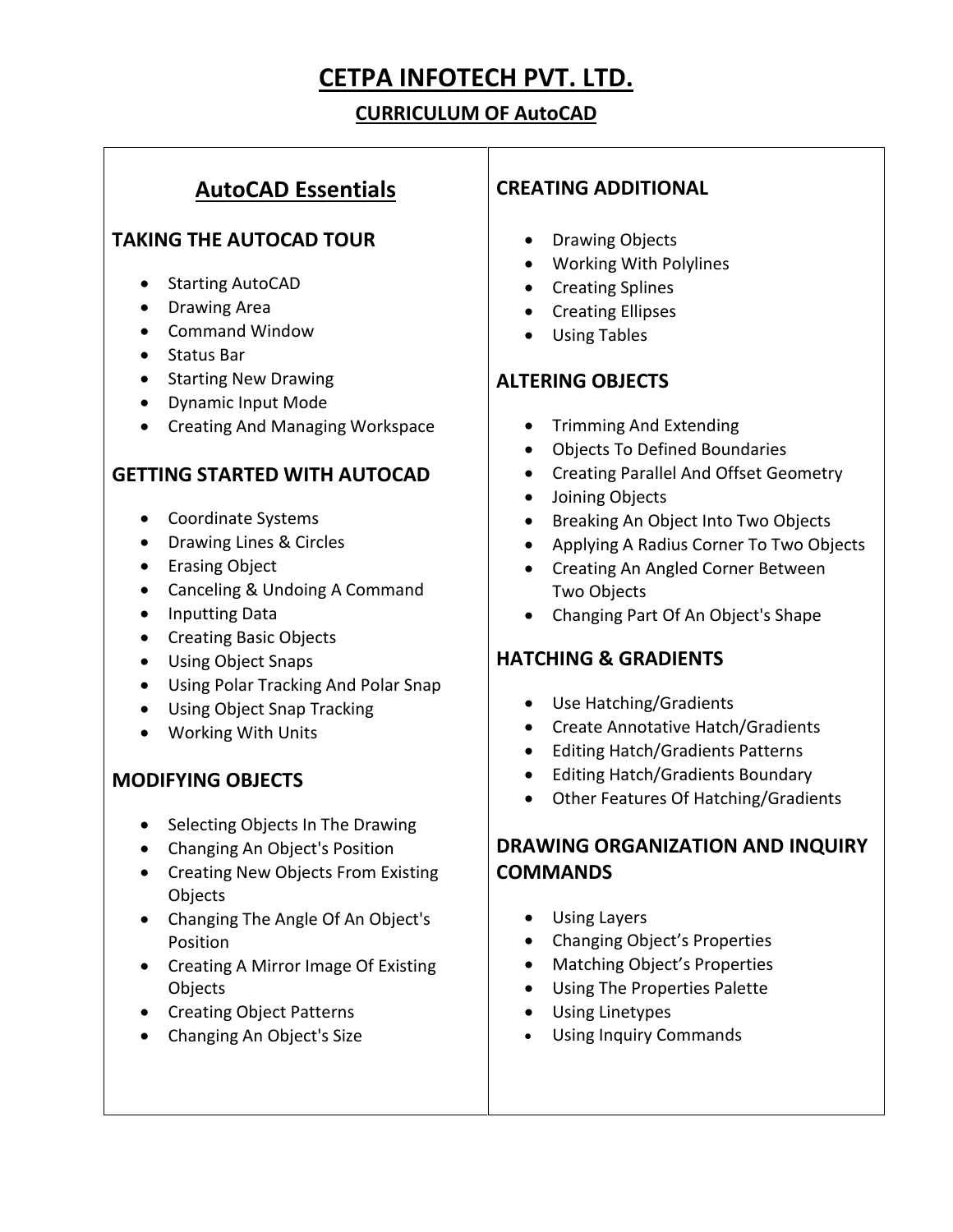# CETPA INFOTECH PVT. LTD.

## CURRICULUM OF AutoCAD

## AutoCAD Essentials

### TAKING THE AUTOCAD TOUR

- Starting AutoCAD
- Drawing Area
- Command Window
- Status Bar
- Starting New Drawing
- Dynamic Input Mode
- Creating And Managing Workspace

### GETTING STARTED WITH AUTOCAD

- Coordinate Systems
- Drawing Lines & Circles
- Erasing Object
- Canceling & Undoing A Command
- Inputting Data
- Creating Basic Objects
- Using Object Snaps
- Using Polar Tracking And Polar Snap
- Using Object Snap Tracking
- Working With Units

### MODIFYING OBJECTS

- Selecting Objects In The Drawing
- Changing An Object's Position
- Creating New Objects From Existing Objects
- Changing The Angle Of An Object's Position
- Creating A Mirror Image Of Existing Objects
- Creating Object Patterns
- Changing An Object's Size

### CREATING ADDITIONAL

- Drawing Objects
- Working With Polylines
- Creating Splines
- Creating Ellipses
- Using Tables

### ALTERING OBJECTS

- Trimming And Extending
- Objects To Defined Boundaries
- Creating Parallel And Offset Geometry
- Joining Objects
- Breaking An Object Into Two Objects
- Applying A Radius Corner To Two Objects
- Creating An Angled Corner Between Two Objects
- Changing Part Of An Object's Shape

### HATCHING & GRADIENTS

- Use Hatching/Gradients
- Create Annotative Hatch/Gradients
- Editing Hatch/Gradients Patterns
- Editing Hatch/Gradients Boundary
- Other Features Of Hatching/Gradients

### DRAWING ORGANIZATION AND INQUIRY COMMANDS

- Using Layers
- Changing Object's Properties
- Matching Object's Properties
- Using The Properties Palette
- Using Linetypes
- Using Inquiry Commands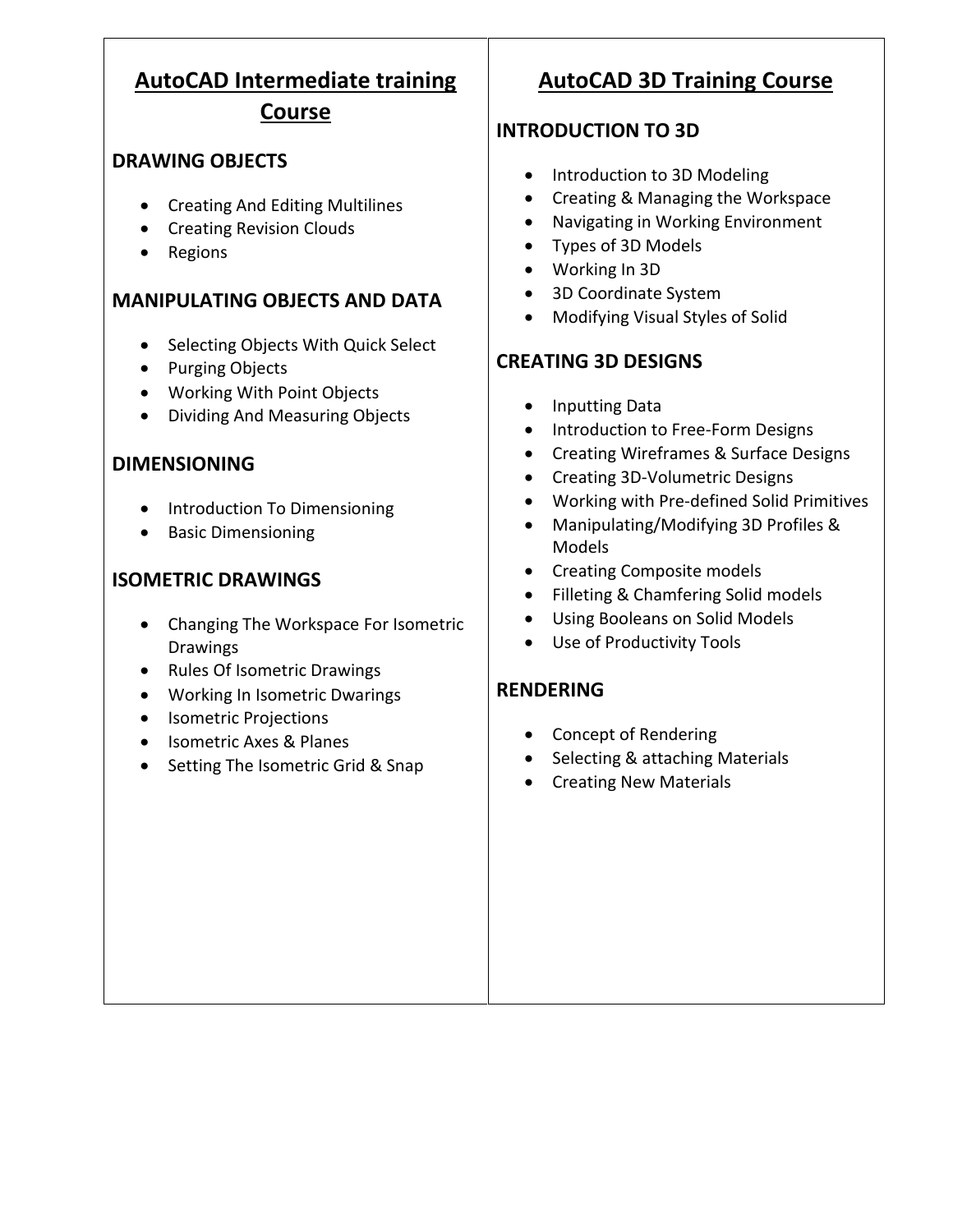## AutoCAD Intermediate training Course

### DRAWING OBJECTS

- Creating And Editing Multilines
- Creating Revision Clouds
- Regions

### MANIPULATING OBJECTS AND DATA

- Selecting Objects With Quick Select
- Purging Objects
- Working With Point Objects
- Dividing And Measuring Objects

### DIMENSIONING

- Introduction To Dimensioning
- Basic Dimensioning

### ISOMETRIC DRAWINGS

- Changing The Workspace For Isometric Drawings
- Rules Of Isometric Drawings
- Working In Isometric Dwarings
- Isometric Projections
- Isometric Axes & Planes
- Setting The Isometric Grid & Snap

## AutoCAD 3D Training Course

### INTRODUCTION TO 3D

- Introduction to 3D Modeling
- Creating & Managing the Workspace
- Navigating in Working Environment
- Types of 3D Models
- Working In 3D
- 3D Coordinate System
- Modifying Visual Styles of Solid

### CREATING 3D DESIGNS

- Inputting Data
- Introduction to Free-Form Designs
- Creating Wireframes & Surface Designs
- Creating 3D-Volumetric Designs
- Working with Pre-defined Solid Primitives
- Manipulating/Modifying 3D Profiles & Models
- Creating Composite models
- Filleting & Chamfering Solid models
- Using Booleans on Solid Models
- Use of Productivity Tools

### RENDERING

- Concept of Rendering
- Selecting & attaching Materials
- Creating New Materials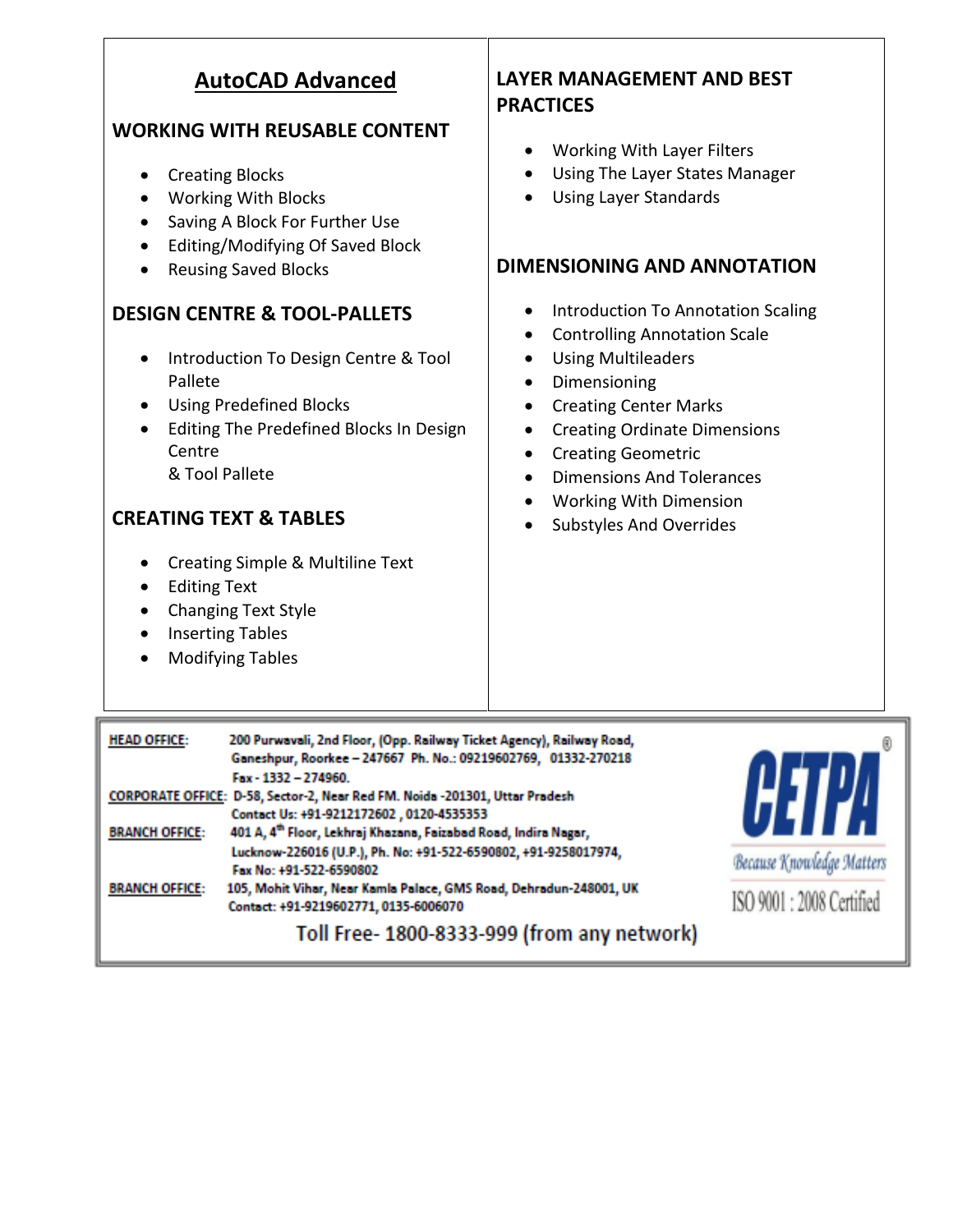# AutoCAD Advanced

## WORKING WITH REUSABLE CONTENT

- Creating Blocks
- Working With Blocks
- Saving A Block For Further Use
- Editing/Modifying Of Saved Block
- Reusing Saved Blocks

## DESIGN CENTRE & TOOL-PALLETS

- Introduction To Design Centre & Tool Pallete
- Using Predefined Blocks
- Editing The Predefined Blocks In Design Centre
  & Tool Pallete

## CREATING TEXT & TABLES

- Creating Simple & Multiline Text
- Editing Text
- Changing Text Style
- Inserting Tables
- Modifying Tables

## LAYER MANAGEMENT AND BEST PRACTICES

- Working With Layer Filters
- Using The Layer States Manager
- Using Layer Standards

## DIMENSIONING AND ANNOTATION

- Introduction To Annotation Scaling
- Controlling Annotation Scale
- Using Multileaders
- Dimensioning
- Creating Center Marks
- Creating Ordinate Dimensions
- Creating Geometric
- Dimensions And Tolerances
- Working With Dimension
- Substyles And Overrides

---

**HEAD OFFICE:** 200 Purwavali, 2nd Floor, (Opp. Railway Ticket Agency), Railway Road, Ganeshpur, Roorkee – 247667 Ph. No.: 09219602769, 01332-270218 Fax - 1332 – 274960.

**CORPORATE OFFICE:** D-58, Sector-2, Near Red FM. Noida -201301, Uttar Pradesh Contact Us: +91-9212172602 , 0120-4535353

**BRANCH OFFICE:** 401 A, 4th Floor, Lekhraj Khazana, Faizabad Road, Indira Nagar, Lucknow-226016 (U.P.), Ph. No: +91-522-6590802, +91-9258017974, Fax No: +91-522-6590802

**BRANCH OFFICE:** 105, Mohit Vihar, Near Kamla Palace, GMS Road, Dehradun-248001, UK Contact: +91-9219602771, 0135-6006070

Toll Free- 1800-8333-999 (from any network)

CETPA®
Because Knowledge Matters
ISO 9001 : 2008 Certified